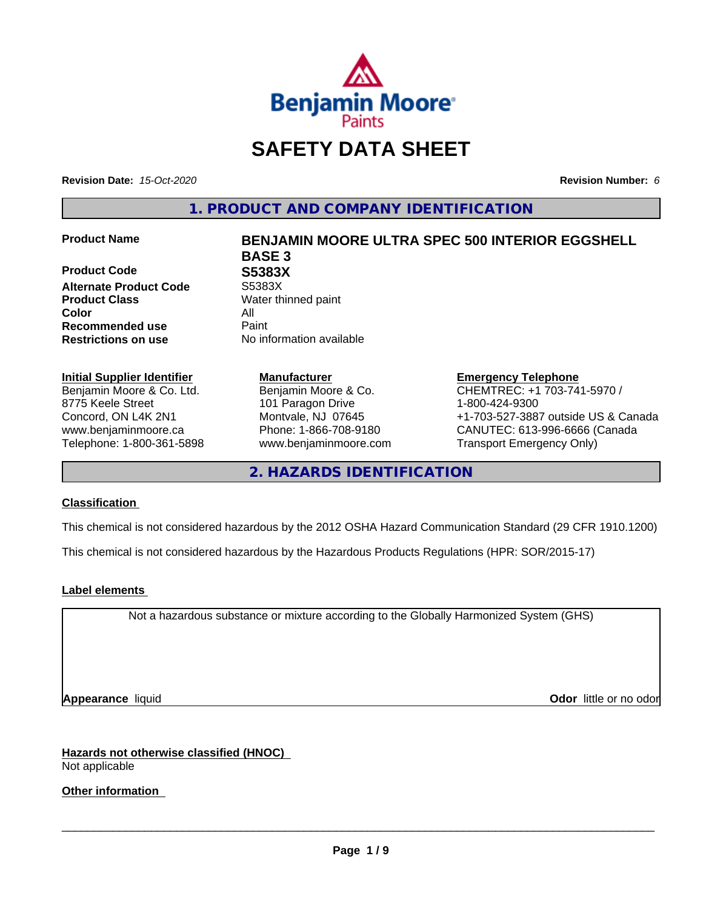# SAFETY DATA SHEET

**Revision Date:** *15-Oct-2020*

**Revision Number:** *6*

## 1. PRODUCT AND COMPANY IDENTIFICATION

| | |
|---|---|
| **Product Name** | **BENJAMIN MOORE ULTRA SPEC 500 INTERIOR EGGSHELL BASE 3** |
| **Product Code** | **S5383X** |
| **Alternate Product Code** | S5383X |
| **Product Class** | Water thinned paint |
| **Color** | All |
| **Recommended use** | Paint |
| **Restrictions on use** | No information available |

**Initial Supplier Identifier**
Benjamin Moore & Co. Ltd.
8775 Keele Street
Concord, ON L4K 2N1
www.benjaminmoore.ca
Telephone: 1-800-361-5898

**Manufacturer**
Benjamin Moore & Co.
101 Paragon Drive
Montvale, NJ 07645
Phone: 1-866-708-9180
www.benjaminmoore.com

**Emergency Telephone**
CHEMTREC: +1 703-741-5970 / 1-800-424-9300
+1-703-527-3887 outside US & Canada
CANUTEC: 613-996-6666 (Canada Transport Emergency Only)

## 2. HAZARDS IDENTIFICATION

### Classification

This chemical is not considered hazardous by the 2012 OSHA Hazard Communication Standard (29 CFR 1910.1200)

This chemical is not considered hazardous by the Hazardous Products Regulations (HPR: SOR/2015-17)

### Label elements

Not a hazardous substance or mixture according to the Globally Harmonized System (GHS)

**Appearance** liquid

**Odor** little or no odor

### Hazards not otherwise classified (HNOC)

Not applicable

### Other information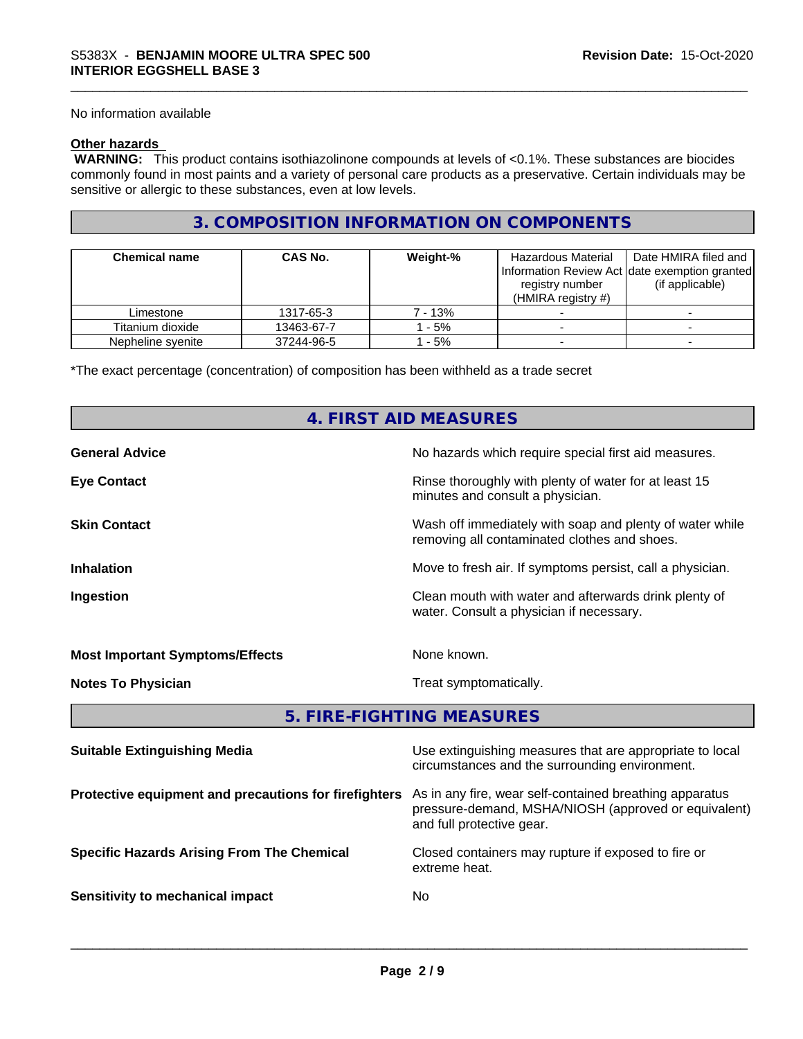No information available

**Other hazards**

**WARNING:** This product contains isothiazolinone compounds at levels of <0.1%. These substances are biocides commonly found in most paints and a variety of personal care products as a preservative. Certain individuals may be sensitive or allergic to these substances, even at low levels.

## 3. COMPOSITION INFORMATION ON COMPONENTS

| Chemical name | CAS No. | Weight-% | Hazardous Material Information Review Act registry number (HMIRA registry #) | Date HMIRA filed and date exemption granted (if applicable) |
|---|---|---|---|---|
| Limestone | 1317-65-3 | 7 - 13% | - | - |
| Titanium dioxide | 13463-67-7 | 1 - 5% | - | - |
| Nepheline syenite | 37244-96-5 | 1 - 5% | - | - |

*The exact percentage (concentration) of composition has been withheld as a trade secret

## 4. FIRST AID MEASURES

**General Advice** No hazards which require special first aid measures.

**Eye Contact** Rinse thoroughly with plenty of water for at least 15 minutes and consult a physician.

**Skin Contact** Wash off immediately with soap and plenty of water while removing all contaminated clothes and shoes.

**Inhalation** Move to fresh air. If symptoms persist, call a physician.

**Ingestion** Clean mouth with water and afterwards drink plenty of water. Consult a physician if necessary.

**Most Important Symptoms/Effects** None known.

**Notes To Physician** Treat symptomatically.

## 5. FIRE-FIGHTING MEASURES

**Suitable Extinguishing Media** Use extinguishing measures that are appropriate to local circumstances and the surrounding environment.

**Protective equipment and precautions for firefighters** As in any fire, wear self-contained breathing apparatus pressure-demand, MSHA/NIOSH (approved or equivalent) and full protective gear.

**Specific Hazards Arising From The Chemical** Closed containers may rupture if exposed to fire or extreme heat.

**Sensitivity to mechanical impact** No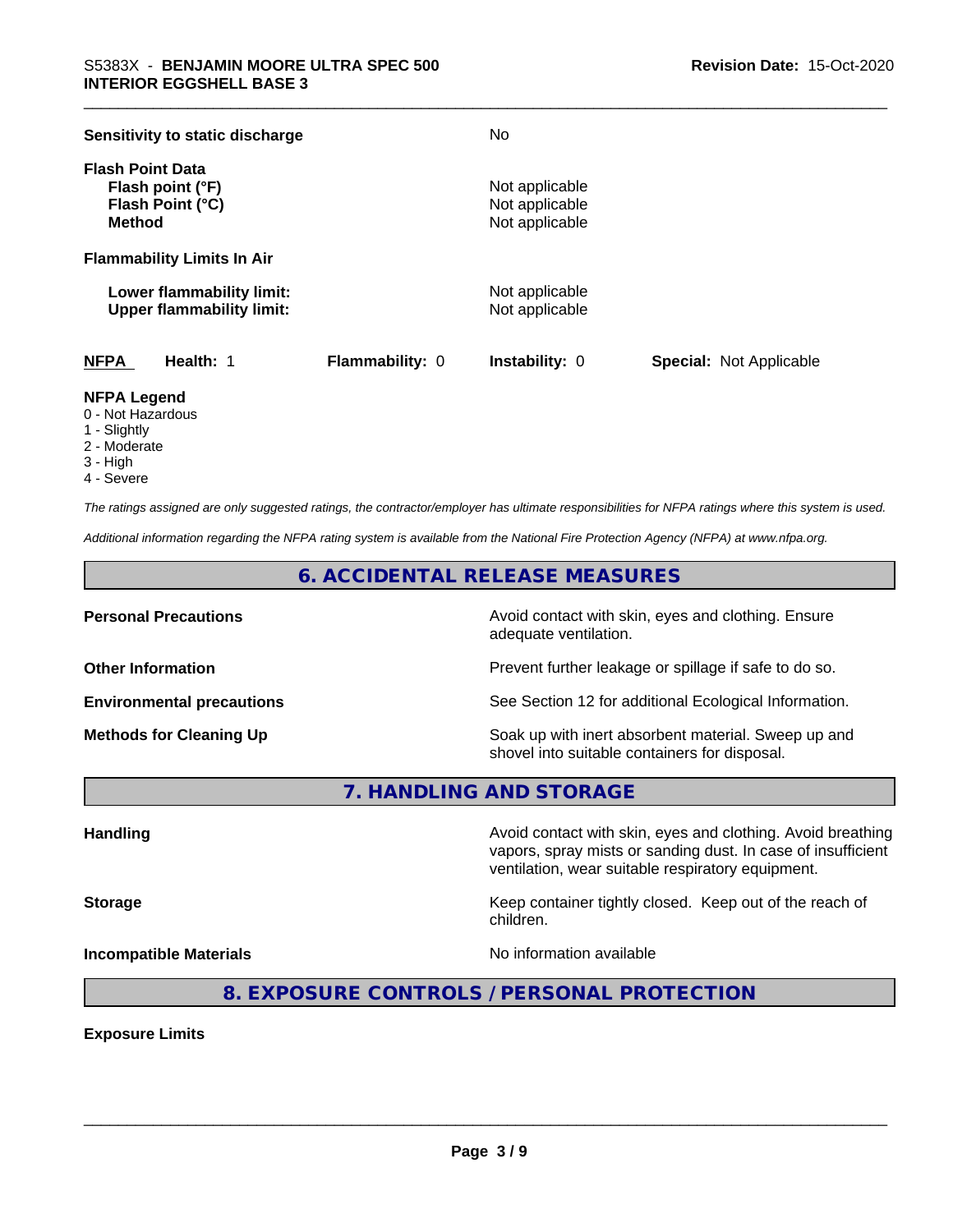**Sensitivity to static discharge** No

**Flash Point Data**

| | |
|---|---|
| **Flash point (°F)** | Not applicable |
| **Flash Point (°C)** | Not applicable |
| **Method** | Not applicable |

**Flammability Limits In Air**

| | |
|---|---|
| **Lower flammability limit:** | Not applicable |
| **Upper flammability limit:** | Not applicable |

| NFPA | Health: 1 | Flammability: 0 | Instability: 0 | Special: Not Applicable |
|---|---|---|---|---|

**NFPA Legend**

- 0 - Not Hazardous
- 1 - Slightly
- 2 - Moderate
- 3 - High
- 4 - Severe

*The ratings assigned are only suggested ratings, the contractor/employer has ultimate responsibilities for NFPA ratings where this system is used.*

*Additional information regarding the NFPA rating system is available from the National Fire Protection Agency (NFPA) at www.nfpa.org.*

## 6. ACCIDENTAL RELEASE MEASURES

| | |
|---|---|
| **Personal Precautions** | Avoid contact with skin, eyes and clothing. Ensure adequate ventilation. |
| **Other Information** | Prevent further leakage or spillage if safe to do so. |
| **Environmental precautions** | See Section 12 for additional Ecological Information. |
| **Methods for Cleaning Up** | Soak up with inert absorbent material. Sweep up and shovel into suitable containers for disposal. |

## 7. HANDLING AND STORAGE

| | |
|---|---|
| **Handling** | Avoid contact with skin, eyes and clothing. Avoid breathing vapors, spray mists or sanding dust. In case of insufficient ventilation, wear suitable respiratory equipment. |
| **Storage** | Keep container tightly closed. Keep out of the reach of children. |
| **Incompatible Materials** | No information available |

## 8. EXPOSURE CONTROLS / PERSONAL PROTECTION

**Exposure Limits**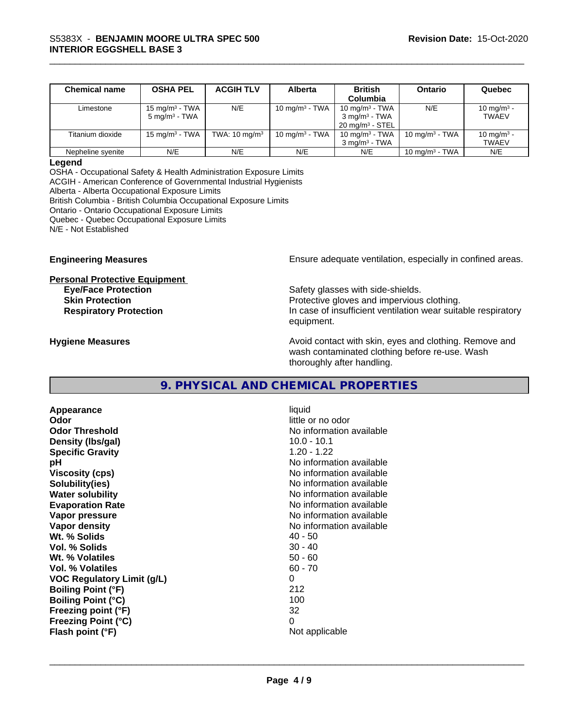| Chemical name | OSHA PEL | ACGIH TLV | Alberta | British Columbia | Ontario | Quebec |
|---|---|---|---|---|---|---|
| Limestone | 15 mg/m$^3$ - TWA<br>5 mg/m$^3$ - TWA | N/E | 10 mg/m$^3$ - TWA | 10 mg/m$^3$ - TWA<br>3 mg/m$^3$ - TWA<br>20 mg/m$^3$ - STEL | N/E | 10 mg/m$^3$ - TWAEV |
| Titanium dioxide | 15 mg/m$^3$ - TWA | TWA: 10 mg/m$^3$ | 10 mg/m$^3$ - TWA | 10 mg/m$^3$ - TWA<br>3 mg/m$^3$ - TWA | 10 mg/m$^3$ - TWA | 10 mg/m$^3$ - TWAEV |
| Nepheline syenite | N/E | N/E | N/E | N/E | 10 mg/m$^3$ - TWA | N/E |

**Legend**

OSHA - Occupational Safety & Health Administration Exposure Limits
ACGIH - American Conference of Governmental Industrial Hygienists
Alberta - Alberta Occupational Exposure Limits
British Columbia - British Columbia Occupational Exposure Limits
Ontario - Ontario Occupational Exposure Limits
Quebec - Quebec Occupational Exposure Limits
N/E - Not Established

**Engineering Measures** Ensure adequate ventilation, especially in confined areas.

**Personal Protective Equipment**

**Eye/Face Protection** Safety glasses with side-shields.

**Skin Protection** Protective gloves and impervious clothing.

**Respiratory Protection** In case of insufficient ventilation wear suitable respiratory equipment.

**Hygiene Measures** Avoid contact with skin, eyes and clothing. Remove and wash contaminated clothing before re-use. Wash thoroughly after handling.

## 9. PHYSICAL AND CHEMICAL PROPERTIES

| | |
|---|---|
| **Appearance** | liquid |
| **Odor** | little or no odor |
| **Odor Threshold** | No information available |
| **Density (lbs/gal)** | 10.0 - 10.1 |
| **Specific Gravity** | 1.20 - 1.22 |
| **pH** | No information available |
| **Viscosity (cps)** | No information available |
| **Solubility(ies)** | No information available |
| **Water solubility** | No information available |
| **Evaporation Rate** | No information available |
| **Vapor pressure** | No information available |
| **Vapor density** | No information available |
| **Wt. % Solids** | 40 - 50 |
| **Vol. % Solids** | 30 - 40 |
| **Wt. % Volatiles** | 50 - 60 |
| **Vol. % Volatiles** | 60 - 70 |
| **VOC Regulatory Limit (g/L)** | 0 |
| **Boiling Point (°F)** | 212 |
| **Boiling Point (°C)** | 100 |
| **Freezing point (°F)** | 32 |
| **Freezing Point (°C)** | 0 |
| **Flash point (°F)** | Not applicable |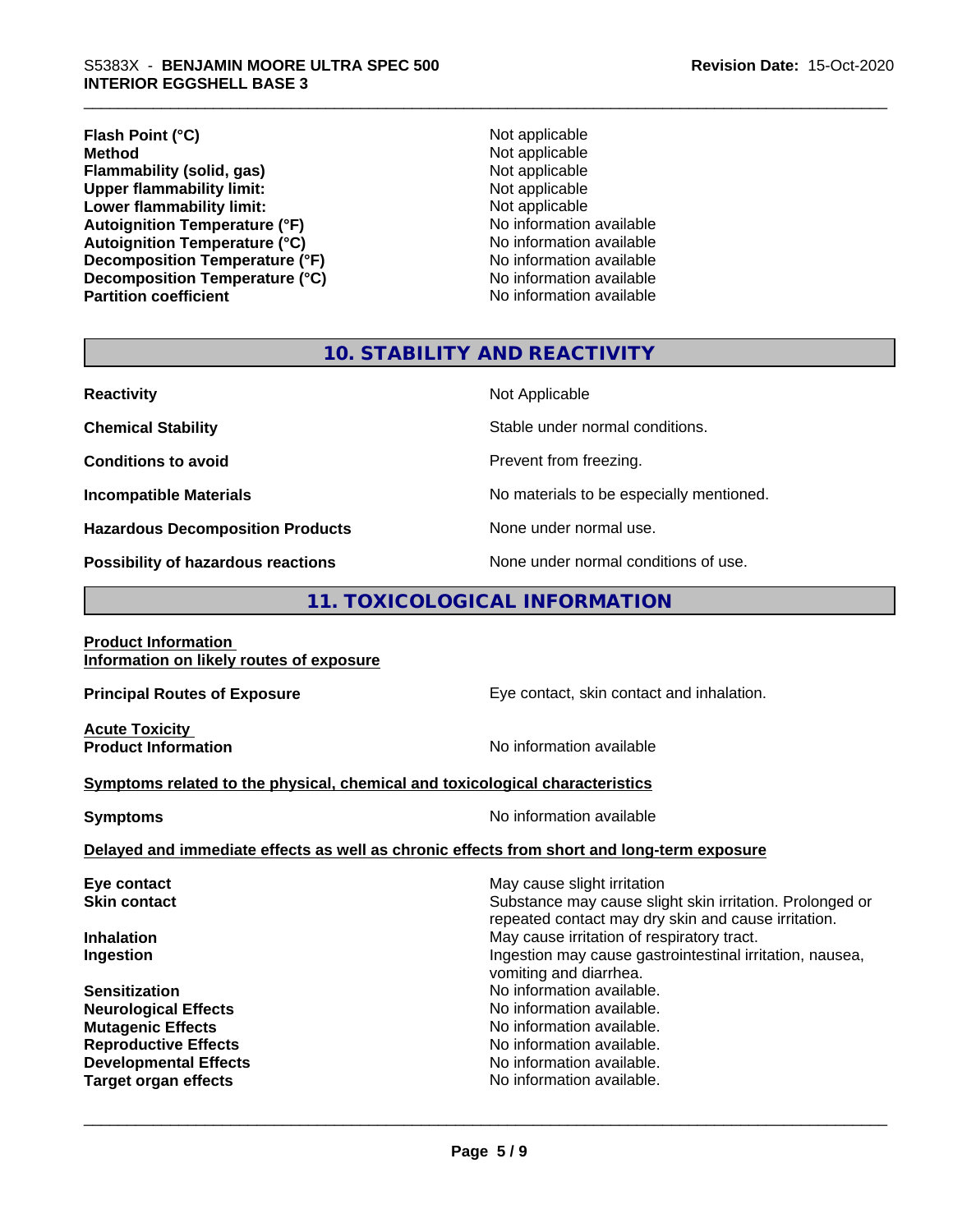| | |
|---|---|
| **Flash Point (°C)** | Not applicable |
| **Method** | Not applicable |
| **Flammability (solid, gas)** | Not applicable |
| **Upper flammability limit:** | Not applicable |
| **Lower flammability limit:** | Not applicable |
| **Autoignition Temperature (°F)** | No information available |
| **Autoignition Temperature (°C)** | No information available |
| **Decomposition Temperature (°F)** | No information available |
| **Decomposition Temperature (°C)** | No information available |
| **Partition coefficient** | No information available |

## 10. STABILITY AND REACTIVITY

| | |
|---|---|
| **Reactivity** | Not Applicable |
| **Chemical Stability** | Stable under normal conditions. |
| **Conditions to avoid** | Prevent from freezing. |
| **Incompatible Materials** | No materials to be especially mentioned. |
| **Hazardous Decomposition Products** | None under normal use. |
| **Possibility of hazardous reactions** | None under normal conditions of use. |

## 11. TOXICOLOGICAL INFORMATION

**Product Information**
**Information on likely routes of exposure**

**Principal Routes of Exposure**: Eye contact, skin contact and inhalation.

**Acute Toxicity**
**Product Information**: No information available

**Symptoms related to the physical, chemical and toxicological characteristics**

**Symptoms**: No information available

**Delayed and immediate effects as well as chronic effects from short and long-term exposure**

| | |
|---|---|
| **Eye contact** | May cause slight irritation |
| **Skin contact** | Substance may cause slight skin irritation. Prolonged or repeated contact may dry skin and cause irritation. |
| **Inhalation** | May cause irritation of respiratory tract. |
| **Ingestion** | Ingestion may cause gastrointestinal irritation, nausea, vomiting and diarrhea. |
| **Sensitization** | No information available. |
| **Neurological Effects** | No information available. |
| **Mutagenic Effects** | No information available. |
| **Reproductive Effects** | No information available. |
| **Developmental Effects** | No information available. |
| **Target organ effects** | No information available. |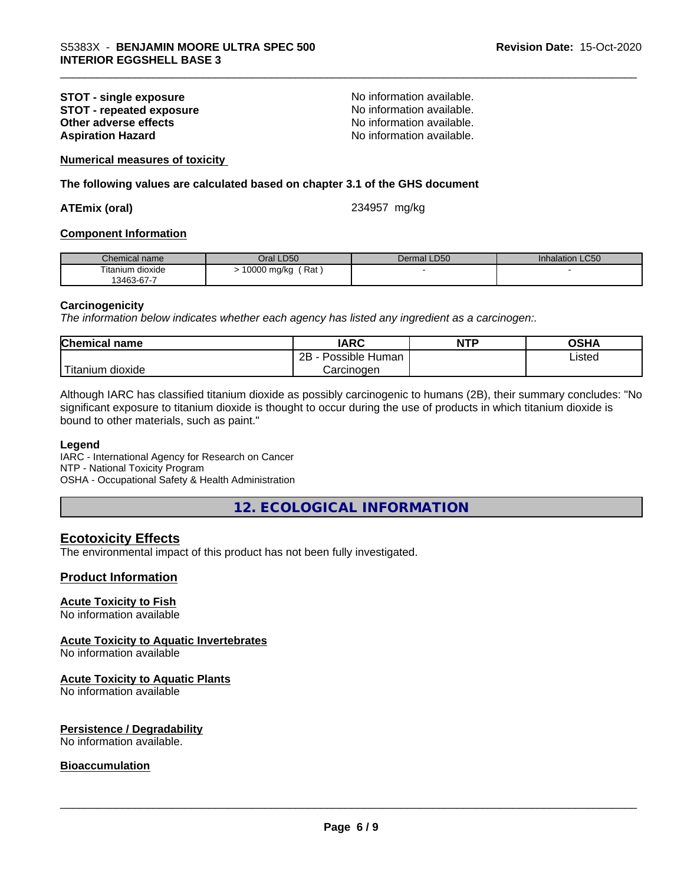| | |
|---|---|
| **STOT - single exposure** | No information available. |
| **STOT - repeated exposure** | No information available. |
| **Other adverse effects** | No information available. |
| **Aspiration Hazard** | No information available. |

**Numerical measures of toxicity**

**The following values are calculated based on chapter 3.1 of the GHS document**

**ATEmix (oral)** 234957 mg/kg

**Component Information**

| Chemical name | Oral LD50 | Dermal LD50 | Inhalation LC50 |
|---|---|---|---|
| Titanium dioxide 13463-67-7 | > 10000 mg/kg ( Rat ) | - | - |

**Carcinogenicity**

*The information below indicates whether each agency has listed any ingredient as a carcinogen:.*

| Chemical name | IARC | NTP | OSHA |
|---|---|---|---|
| Titanium dioxide | 2B - Possible Human Carcinogen | | Listed |

Although IARC has classified titanium dioxide as possibly carcinogenic to humans (2B), their summary concludes: "No significant exposure to titanium dioxide is thought to occur during the use of products in which titanium dioxide is bound to other materials, such as paint."

**Legend**

IARC - International Agency for Research on Cancer
NTP - National Toxicity Program
OSHA - Occupational Safety & Health Administration

## 12. ECOLOGICAL INFORMATION

### Ecotoxicity Effects

The environmental impact of this product has not been fully investigated.

### Product Information

**Acute Toxicity to Fish**

No information available

**Acute Toxicity to Aquatic Invertebrates**

No information available

**Acute Toxicity to Aquatic Plants**

No information available

**Persistence / Degradability**

No information available.

**Bioaccumulation**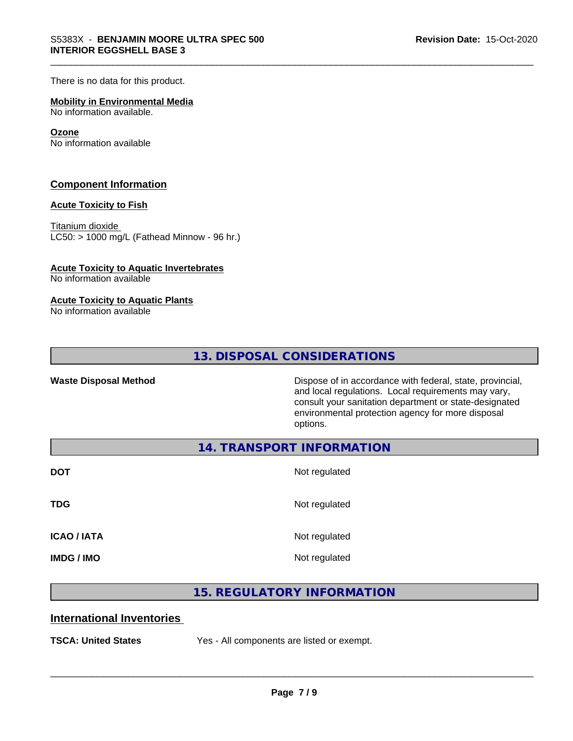There is no data for this product.

**Mobility in Environmental Media**
No information available.

**Ozone**
No information available

## Component Information

**Acute Toxicity to Fish**

Titanium dioxide
LC50: > 1000 mg/L (Fathead Minnow - 96 hr.)

**Acute Toxicity to Aquatic Invertebrates**
No information available

**Acute Toxicity to Aquatic Plants**
No information available

## 13. DISPOSAL CONSIDERATIONS

| | |
|---|---|
| **Waste Disposal Method** | Dispose of in accordance with federal, state, provincial, and local regulations. Local requirements may vary, consult your sanitation department or state-designated environmental protection agency for more disposal options. |

## 14. TRANSPORT INFORMATION

| | |
|---|---|
| **DOT** | Not regulated |
| **TDG** | Not regulated |
| **ICAO / IATA** | Not regulated |
| **IMDG / IMO** | Not regulated |

## 15. REGULATORY INFORMATION

### International Inventories

| | |
|---|---|
| **TSCA: United States** | Yes - All components are listed or exempt. |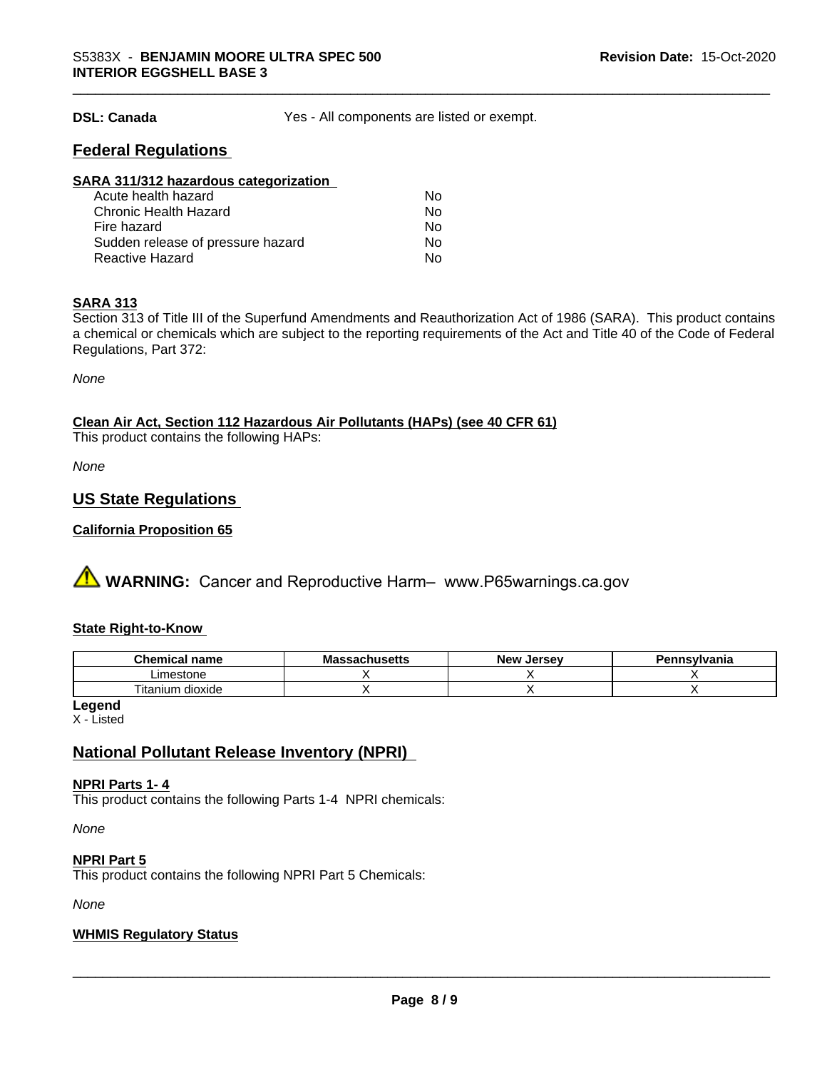**DSL: Canada** Yes - All components are listed or exempt.

## Federal Regulations

### SARA 311/312 hazardous categorization

| | |
|---|---|
| Acute health hazard | No |
| Chronic Health Hazard | No |
| Fire hazard | No |
| Sudden release of pressure hazard | No |
| Reactive Hazard | No |

### SARA 313

Section 313 of Title III of the Superfund Amendments and Reauthorization Act of 1986 (SARA). This product contains a chemical or chemicals which are subject to the reporting requirements of the Act and Title 40 of the Code of Federal Regulations, Part 372:

*None*

### Clean Air Act, Section 112 Hazardous Air Pollutants (HAPs) (see 40 CFR 61)

This product contains the following HAPs:

*None*

## US State Regulations

### California Proposition 65

⚠ **WARNING:** Cancer and Reproductive Harm– www.P65warnings.ca.gov

### State Right-to-Know

| Chemical name | Massachusetts | New Jersey | Pennsylvania |
|---|---|---|---|
| Limestone | X | X | X |
| Titanium dioxide | X | X | X |

**Legend**
X - Listed

## National Pollutant Release Inventory (NPRI)

### NPRI Parts 1- 4

This product contains the following Parts 1-4 NPRI chemicals:

*None*

### NPRI Part 5

This product contains the following NPRI Part 5 Chemicals:

*None*

### WHMIS Regulatory Status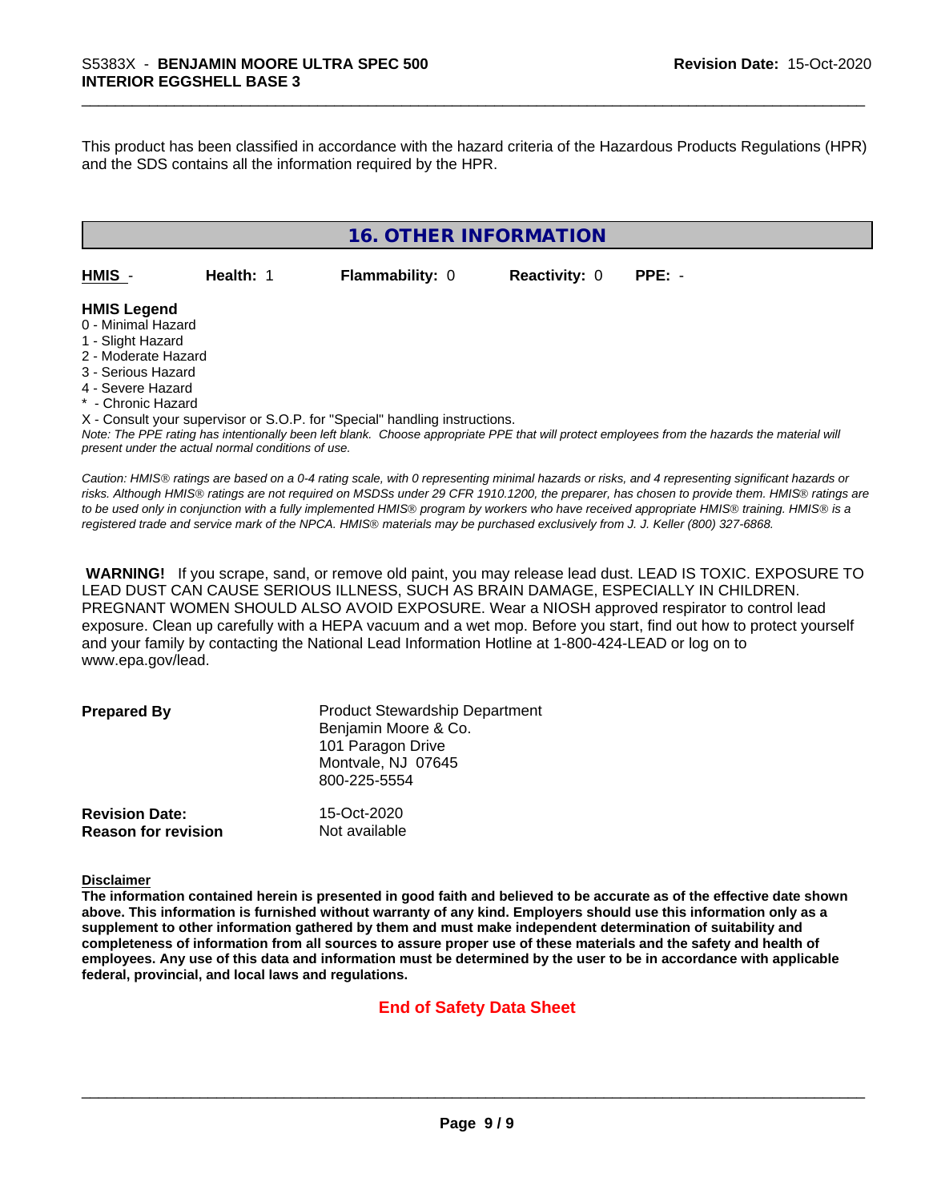This product has been classified in accordance with the hazard criteria of the Hazardous Products Regulations (HPR) and the SDS contains all the information required by the HPR.

## 16. OTHER INFORMATION

| **HMIS** - | **Health:** 1 | **Flammability:** 0 | **Reactivity:** 0 | **PPE:** - |
|---|---|---|---|---|

**HMIS Legend**

0 - Minimal Hazard
1 - Slight Hazard
2 - Moderate Hazard
3 - Serious Hazard
4 - Severe Hazard
* - Chronic Hazard
X - Consult your supervisor or S.O.P. for "Special" handling instructions.

*Note: The PPE rating has intentionally been left blank. Choose appropriate PPE that will protect employees from the hazards the material will present under the actual normal conditions of use.*

*Caution: HMIS® ratings are based on a 0-4 rating scale, with 0 representing minimal hazards or risks, and 4 representing significant hazards or risks. Although HMIS® ratings are not required on MSDSs under 29 CFR 1910.1200, the preparer, has chosen to provide them. HMIS® ratings are to be used only in conjunction with a fully implemented HMIS® program by workers who have received appropriate HMIS® training. HMIS® is a registered trade and service mark of the NPCA. HMIS® materials may be purchased exclusively from J. J. Keller (800) 327-6868.*

**WARNING!** If you scrape, sand, or remove old paint, you may release lead dust. LEAD IS TOXIC. EXPOSURE TO LEAD DUST CAN CAUSE SERIOUS ILLNESS, SUCH AS BRAIN DAMAGE, ESPECIALLY IN CHILDREN. PREGNANT WOMEN SHOULD ALSO AVOID EXPOSURE. Wear a NIOSH approved respirator to control lead exposure. Clean up carefully with a HEPA vacuum and a wet mop. Before you start, find out how to protect yourself and your family by contacting the National Lead Information Hotline at 1-800-424-LEAD or log on to www.epa.gov/lead.

| | |
|---|---|
| **Prepared By** | Product Stewardship Department<br>Benjamin Moore & Co.<br>101 Paragon Drive<br>Montvale, NJ 07645<br>800-225-5554 |
| **Revision Date:** | 15-Oct-2020 |
| **Reason for revision** | Not available |

**Disclaimer**

**The information contained herein is presented in good faith and believed to be accurate as of the effective date shown above. This information is furnished without warranty of any kind. Employers should use this information only as a supplement to other information gathered by them and must make independent determination of suitability and completeness of information from all sources to assure proper use of these materials and the safety and health of employees. Any use of this data and information must be determined by the user to be in accordance with applicable federal, provincial, and local laws and regulations.**

**End of Safety Data Sheet**